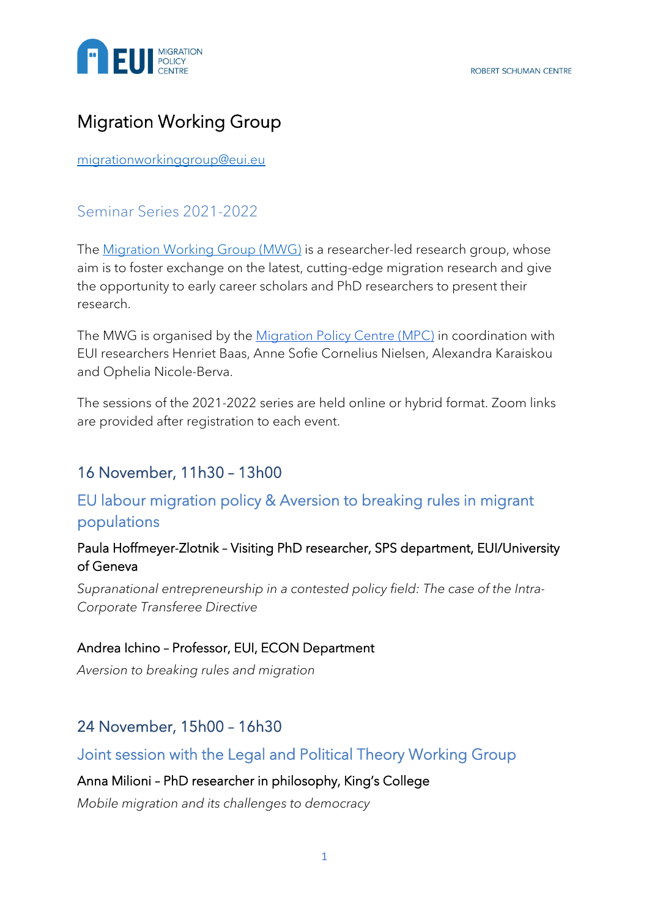# Migration Working Group

[migrationworkinggroup@eui.eu](mailto:migrationworkinggroup@eui.eu)

## Seminar Series 2021-2022

The [Migration Working Group (MWG)](#) is a researcher-led research group, whose aim is to foster exchange on the latest, cutting-edge migration research and give the opportunity to early career scholars and PhD researchers to present their research.

The MWG is organised by the [Migration Policy Centre (MPC)](#) in coordination with EUI researchers Henriet Baas, Anne Sofie Cornelius Nielsen, Alexandra Karaiskou and Ophelia Nicole-Berva.

The sessions of the 2021-2022 series are held online or hybrid format. Zoom links are provided after registration to each event.

### 16 November, 11h30 – 13h00

### EU labour migration policy & Aversion to breaking rules in migrant populations

Paula Hoffmeyer-Zlotnik – Visiting PhD researcher, SPS department, EUI/University of Geneva

*Supranational entrepreneurship in a contested policy field: The case of the Intra-Corporate Transferee Directive*

Andrea Ichino – Professor, EUI, ECON Department

*Aversion to breaking rules and migration*

### 24 November, 15h00 – 16h30

### Joint session with the Legal and Political Theory Working Group

Anna Milioni – PhD researcher in philosophy, King's College

*Mobile migration and its challenges to democracy*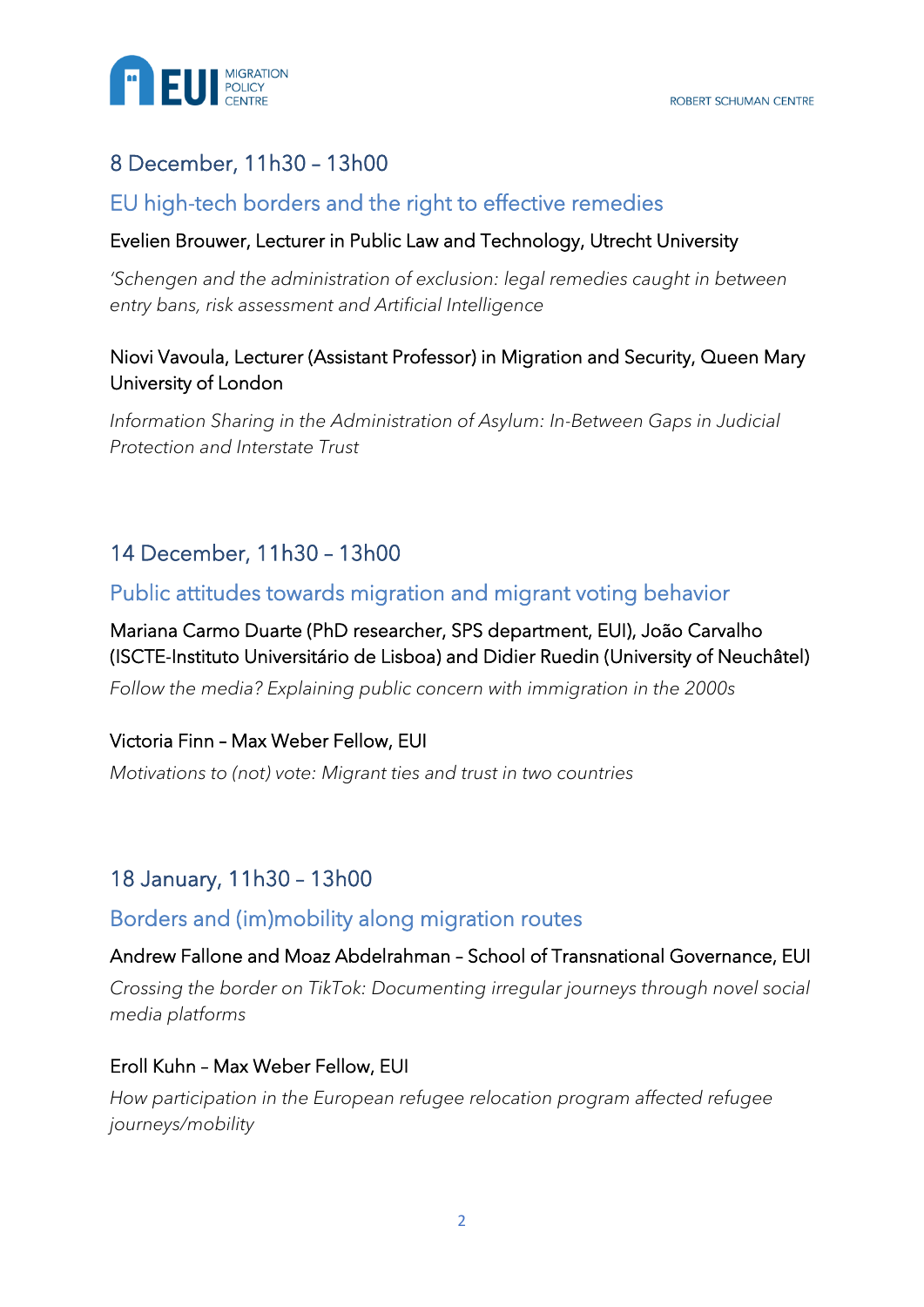## 8 December, 11h30 – 13h00

### EU high-tech borders and the right to effective remedies

Evelien Brouwer, Lecturer in Public Law and Technology, Utrecht University

*'Schengen and the administration of exclusion: legal remedies caught in between entry bans, risk assessment and Artificial Intelligence*

Niovi Vavoula, Lecturer (Assistant Professor) in Migration and Security, Queen Mary University of London

*Information Sharing in the Administration of Asylum: In-Between Gaps in Judicial Protection and Interstate Trust*

## 14 December, 11h30 – 13h00

### Public attitudes towards migration and migrant voting behavior

Mariana Carmo Duarte (PhD researcher, SPS department, EUI), João Carvalho (ISCTE-Instituto Universitário de Lisboa) and Didier Ruedin (University of Neuchâtel)

*Follow the media? Explaining public concern with immigration in the 2000s*

Victoria Finn – Max Weber Fellow, EUI

*Motivations to (not) vote: Migrant ties and trust in two countries*

## 18 January, 11h30 – 13h00

### Borders and (im)mobility along migration routes

Andrew Fallone and Moaz Abdelrahman – School of Transnational Governance, EUI

*Crossing the border on TikTok: Documenting irregular journeys through novel social media platforms*

Eroll Kuhn – Max Weber Fellow, EUI

*How participation in the European refugee relocation program affected refugee journeys/mobility*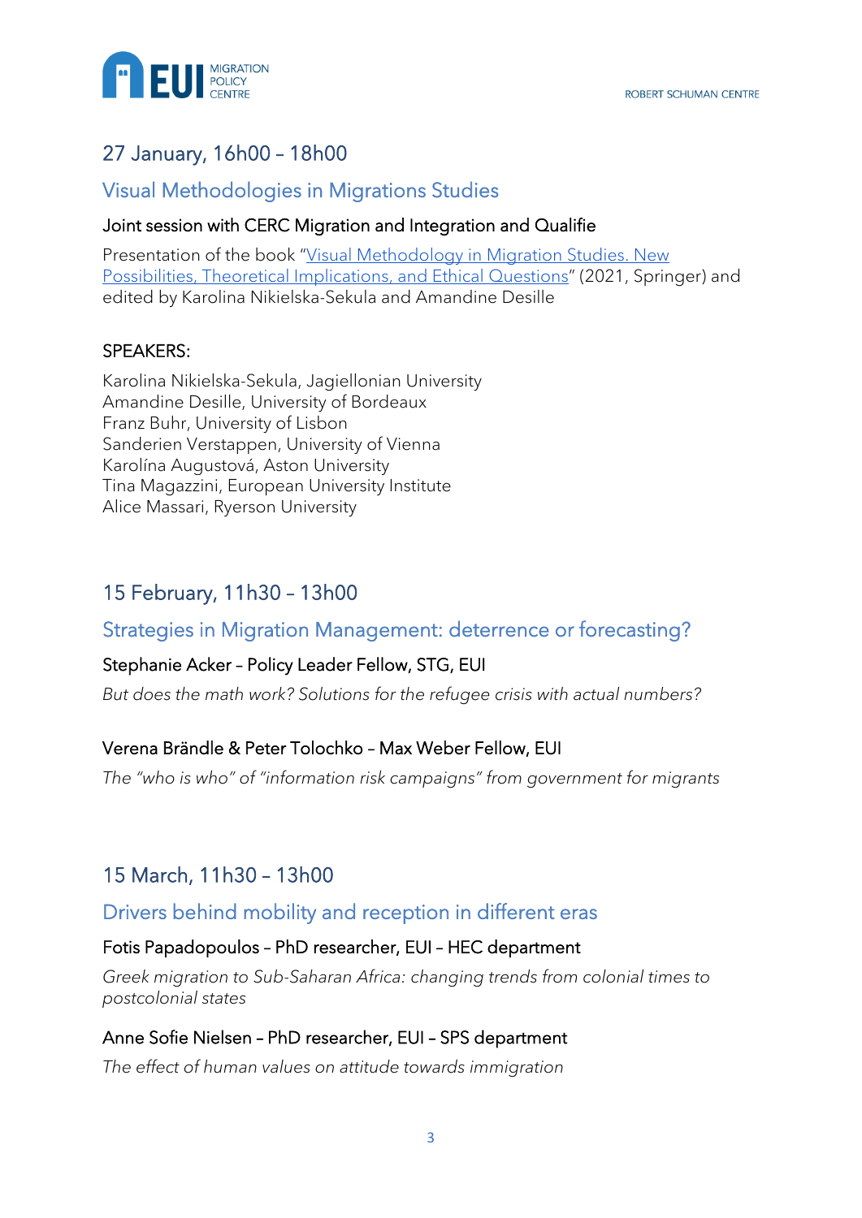## 27 January, 16h00 – 18h00

### Visual Methodologies in Migrations Studies

Joint session with CERC Migration and Integration and Qualifie

Presentation of the book "Visual Methodology in Migration Studies. New Possibilities, Theoretical Implications, and Ethical Questions" (2021, Springer) and edited by Karolina Nikielska-Sekula and Amandine Desille

SPEAKERS:

Karolina Nikielska-Sekula, Jagiellonian University
Amandine Desille, University of Bordeaux
Franz Buhr, University of Lisbon
Sanderien Verstappen, University of Vienna
Karolína Augustová, Aston University
Tina Magazzini, European University Institute
Alice Massari, Ryerson University

## 15 February, 11h30 – 13h00

### Strategies in Migration Management: deterrence or forecasting?

Stephanie Acker – Policy Leader Fellow, STG, EUI

*But does the math work? Solutions for the refugee crisis with actual numbers?*

Verena Brändle & Peter Tolochko – Max Weber Fellow, EUI

*The "who is who" of "information risk campaigns" from government for migrants*

## 15 March, 11h30 – 13h00

### Drivers behind mobility and reception in different eras

Fotis Papadopoulos – PhD researcher, EUI – HEC department

*Greek migration to Sub-Saharan Africa: changing trends from colonial times to postcolonial states*

Anne Sofie Nielsen – PhD researcher, EUI – SPS department

*The effect of human values on attitude towards immigration*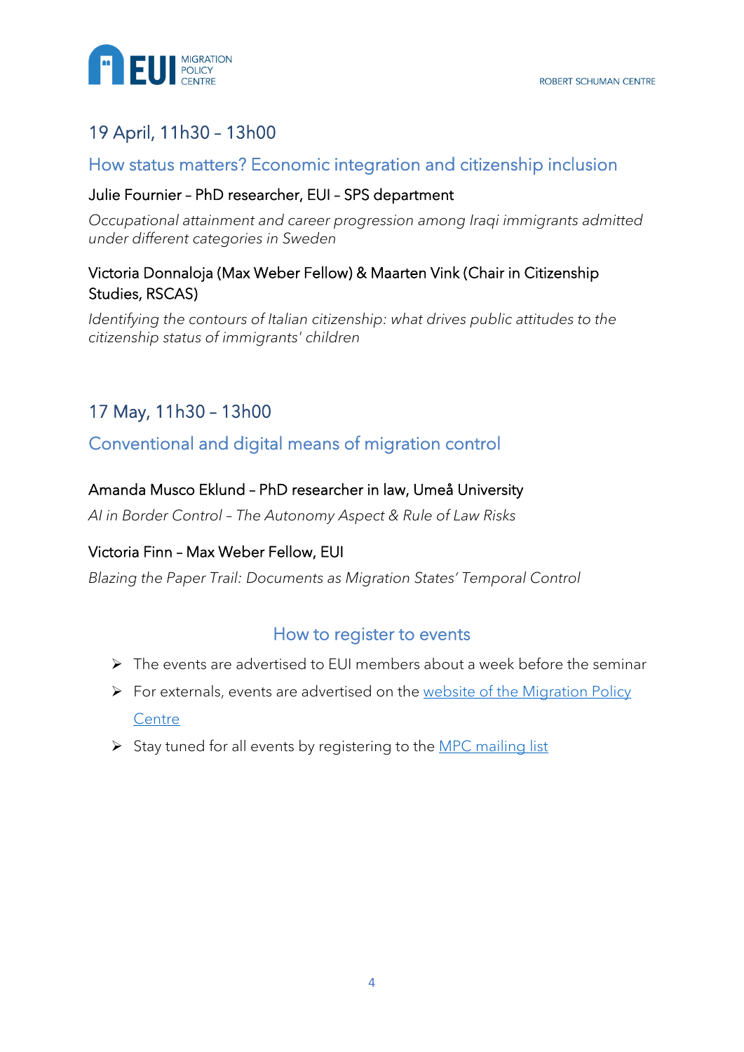## 19 April, 11h30 – 13h00

### How status matters? Economic integration and citizenship inclusion

Julie Fournier – PhD researcher, EUI – SPS department

*Occupational attainment and career progression among Iraqi immigrants admitted under different categories in Sweden*

Victoria Donnaloja (Max Weber Fellow) & Maarten Vink (Chair in Citizenship Studies, RSCAS)

*Identifying the contours of Italian citizenship: what drives public attitudes to the citizenship status of immigrants' children*

## 17 May, 11h30 – 13h00

### Conventional and digital means of migration control

Amanda Musco Eklund – PhD researcher in law, Umeå University

*AI in Border Control – The Autonomy Aspect & Rule of Law Risks*

Victoria Finn – Max Weber Fellow, EUI

*Blazing the Paper Trail: Documents as Migration States' Temporal Control*

### How to register to events

- The events are advertised to EUI members about a week before the seminar
- For externals, events are advertised on the website of the Migration Policy Centre
- Stay tuned for all events by registering to the MPC mailing list